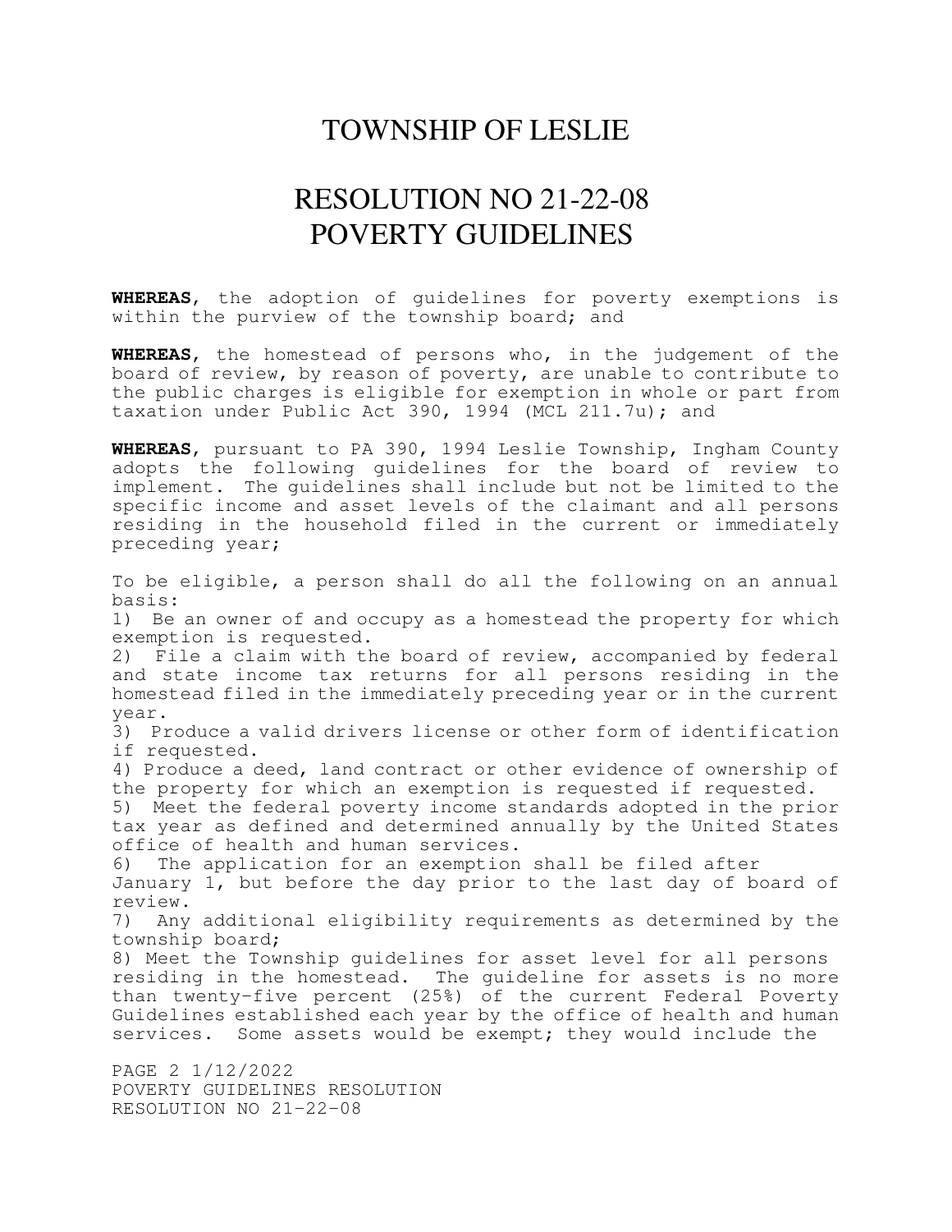# TOWNSHIP OF LESLIE

## RESOLUTION NO 21-22-08
## POVERTY GUIDELINES

**WHEREAS**, the adoption of guidelines for poverty exemptions is within the purview of the township board; and

**WHEREAS**, the homestead of persons who, in the judgement of the board of review, by reason of poverty, are unable to contribute to the public charges is eligible for exemption in whole or part from taxation under Public Act 390, 1994 (MCL 211.7u); and

**WHEREAS**, pursuant to PA 390, 1994 Leslie Township, Ingham County adopts the following guidelines for the board of review to implement. The guidelines shall include but not be limited to the specific income and asset levels of the claimant and all persons residing in the household filed in the current or immediately preceding year;

To be eligible, a person shall do all the following on an annual basis:

1) Be an owner of and occupy as a homestead the property for which exemption is requested.
2) File a claim with the board of review, accompanied by federal and state income tax returns for all persons residing in the homestead filed in the immediately preceding year or in the current year.
3) Produce a valid drivers license or other form of identification if requested.
4) Produce a deed, land contract or other evidence of ownership of the property for which an exemption is requested if requested.
5) Meet the federal poverty income standards adopted in the prior tax year as defined and determined annually by the United States office of health and human services.
6) The application for an exemption shall be filed after January 1, but before the day prior to the last day of board of review.
7) Any additional eligibility requirements as determined by the township board;
8) Meet the Township guidelines for asset level for all persons residing in the homestead. The guideline for assets is no more than twenty-five percent (25%) of the current Federal Poverty Guidelines established each year by the office of health and human services. Some assets would be exempt; they would include the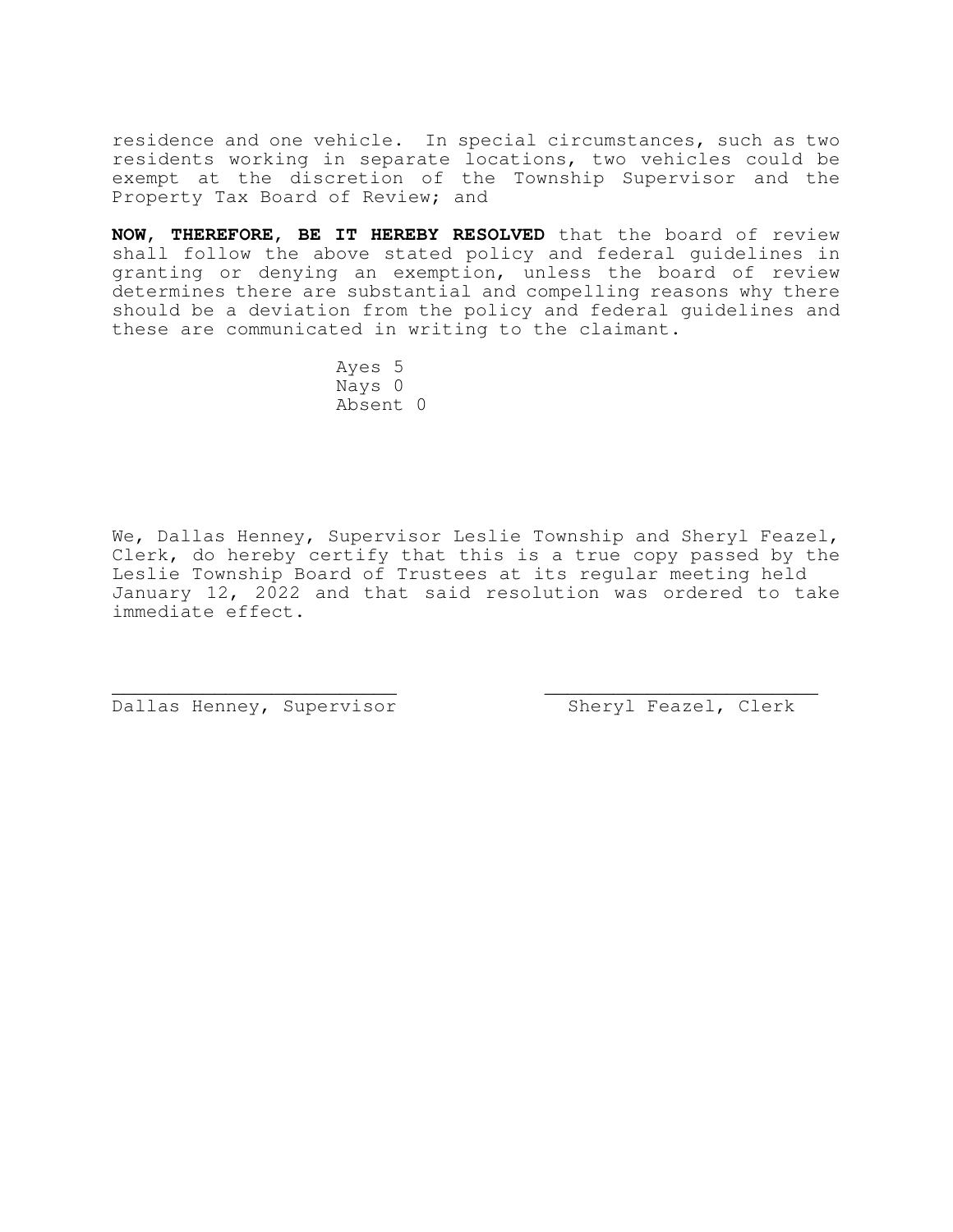residence and one vehicle. In special circumstances, such as two residents working in separate locations, two vehicles could be exempt at the discretion of the Township Supervisor and the Property Tax Board of Review; and

**NOW, THEREFORE, BE IT HEREBY RESOLVED** that the board of review shall follow the above stated policy and federal guidelines in granting or denying an exemption, unless the board of review determines there are substantial and compelling reasons why there should be a deviation from the policy and federal guidelines and these are communicated in writing to the claimant.

Ayes 5
Nays 0
Absent 0

We, Dallas Henney, Supervisor Leslie Township and Sheryl Feazel, Clerk, do hereby certify that this is a true copy passed by the Leslie Township Board of Trustees at its regular meeting held January 12, 2022 and that said resolution was ordered to take immediate effect.

\_\_\_\_\_\_\_\_\_\_\_\_\_\_\_\_\_\_\_\_\_\_\_\_\_\_
Dallas Henney, Supervisor

\_\_\_\_\_\_\_\_\_\_\_\_\_\_\_\_\_\_\_\_\_\_\_\_\_\_
Sheryl Feazel, Clerk